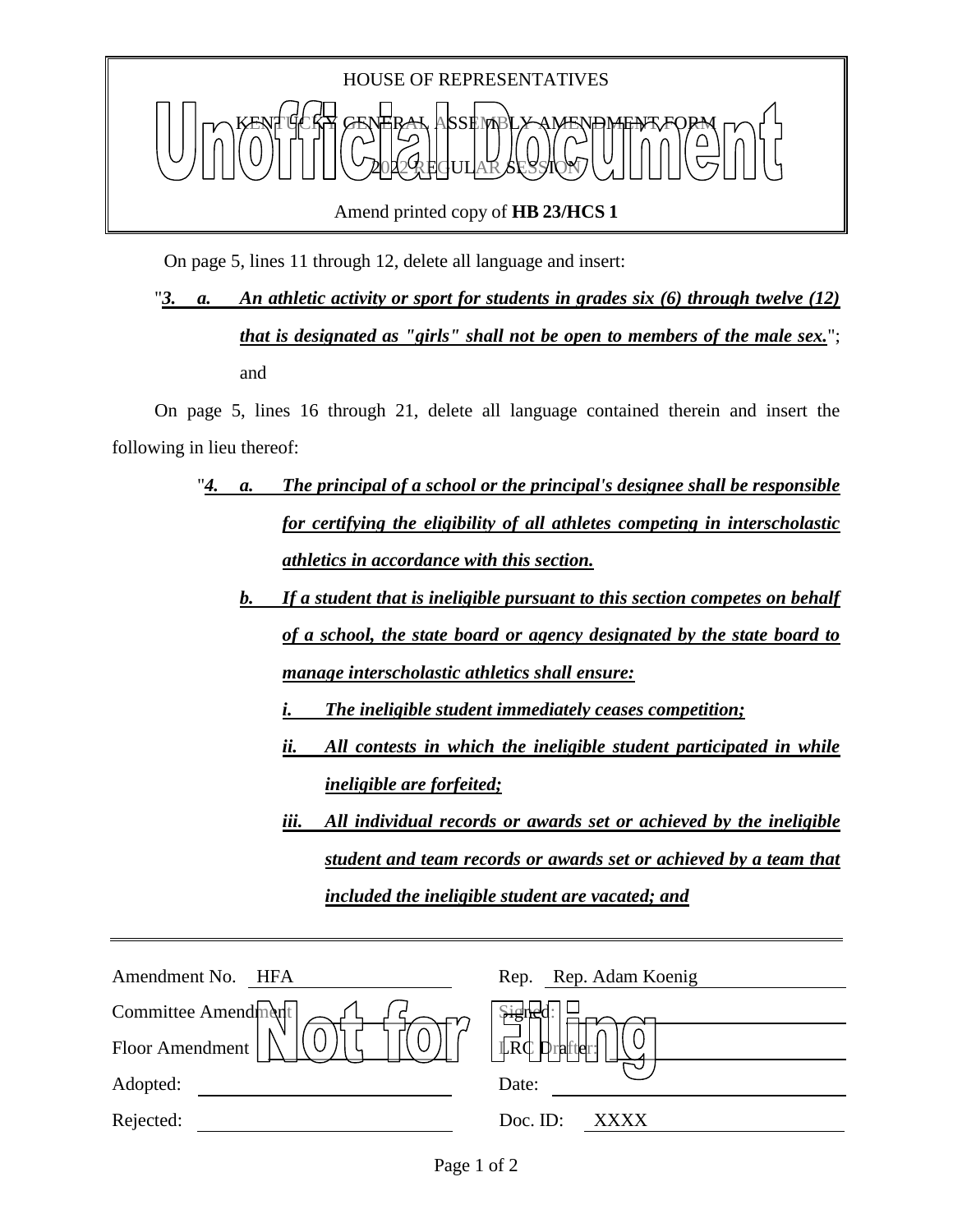HOUSE OF REPRESENTATIVES

KENTUCKY GENERAL ASSEMBLY AMENDMENT FORM

2022 REGULAR SESSION

Unofficial Document

Amend printed copy of **HB 23/HCS 1**

On page 5, lines 11 through 12, delete all language and insert:

"***3. a. An athletic activity or sport for students in grades six (6) through twelve (12) that is designated as "girls" shall not be open to members of the male sex.***"; and

On page 5, lines 16 through 21, delete all language contained therein and insert the following in lieu thereof:

"***4. a. The principal of a school or the principal's designee shall be responsible for certifying the eligibility of all athletes competing in interscholastic athletics in accordance with this section.***

***b. If a student that is ineligible pursuant to this section competes on behalf of a school, the state board or agency designated by the state board to manage interscholastic athletics shall ensure:***

***i. The ineligible student immediately ceases competition;***

***ii. All contests in which the ineligible student participated in while ineligible are forfeited;***

***iii. All individual records or awards set or achieved by the ineligible student and team records or awards set or achieved by a team that included the ineligible student are vacated; and***

| | | | |
|---|---|---|---|
| Amendment No. | HFA | Rep. | Rep. Adam Koenig |
| Committee Amendment | | Signed: | |
| Floor Amendment | | LRC Drafter: | |
| Adopted: | | Date: | |
| Rejected: | | Doc. ID: | XXXX |

Not for Filing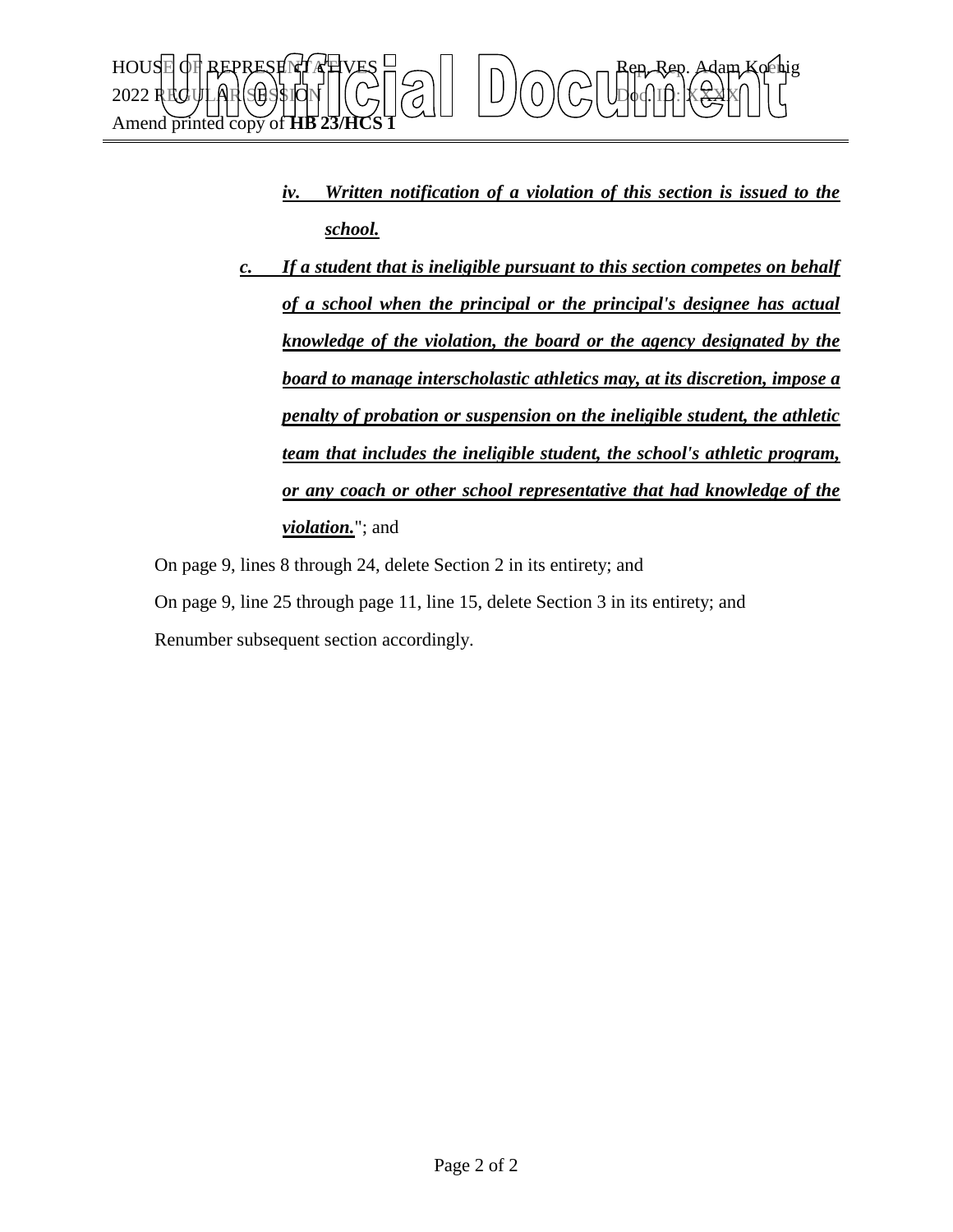***iv. Written notification of a violation of this section is issued to the school.***

***c. If a student that is ineligible pursuant to this section competes on behalf of a school when the principal or the principal's designee has actual knowledge of the violation, the board or the agency designated by the board to manage interscholastic athletics may, at its discretion, impose a penalty of probation or suspension on the ineligible student, the athletic team that includes the ineligible student, the school's athletic program, or any coach or other school representative that had knowledge of the violation.***"; and

On page 9, lines 8 through 24, delete Section 2 in its entirety; and

On page 9, line 25 through page 11, line 15, delete Section 3 in its entirety; and

Renumber subsequent section accordingly.